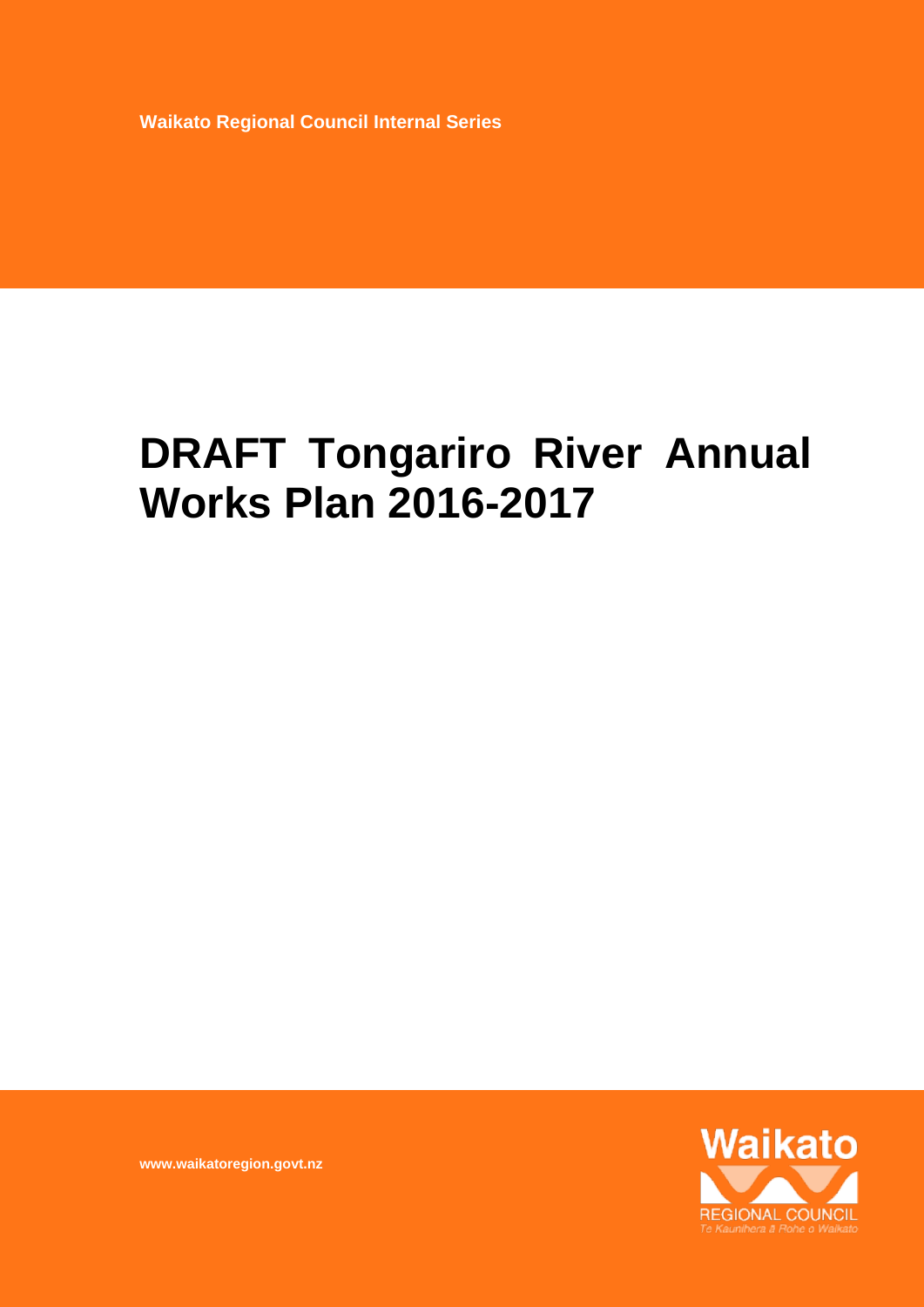Waikato Regional Council Internal Series

# DRAFT Tongariro River Annual Works Plan 2016-2017

www.waikatoregion.govt.nz

Waikato REGIONAL COUNCIL
Te Kaunihera ā Rohe o Waikato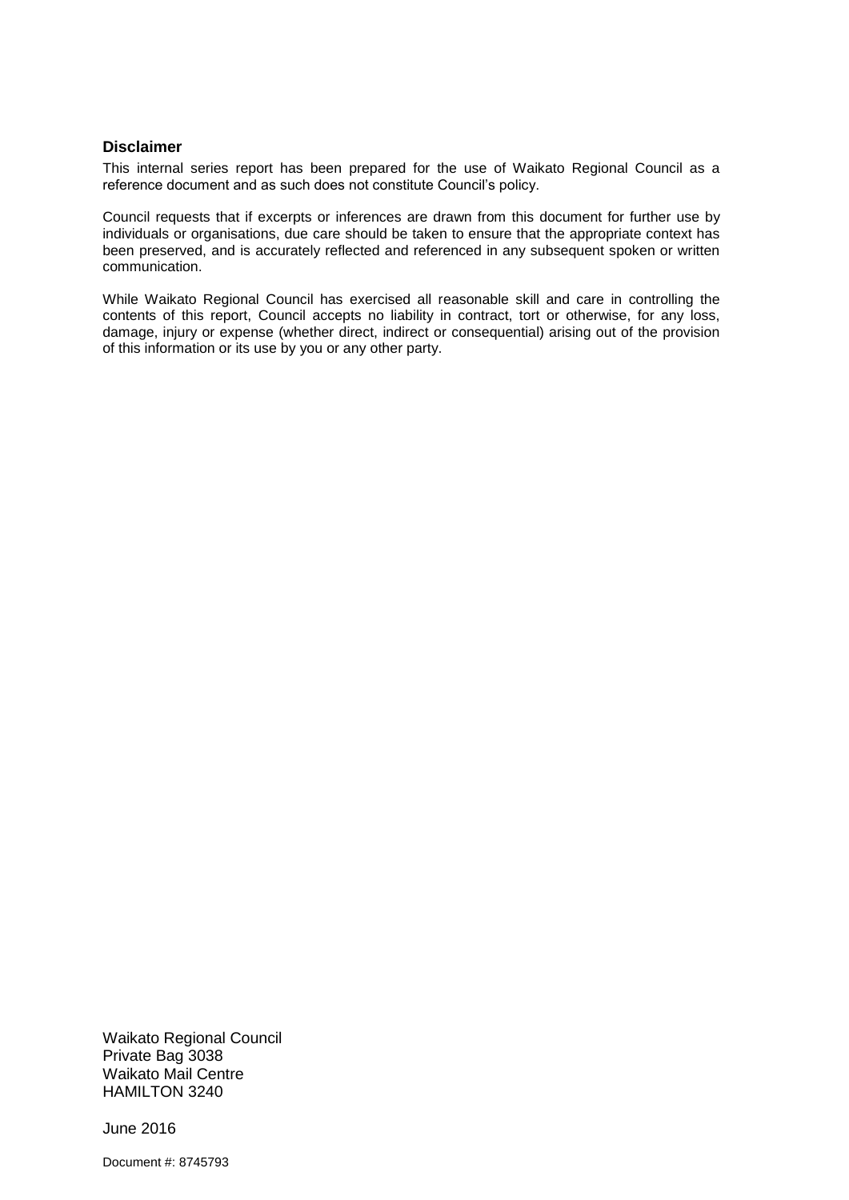## Disclaimer

This internal series report has been prepared for the use of Waikato Regional Council as a reference document and as such does not constitute Council's policy.

Council requests that if excerpts or inferences are drawn from this document for further use by individuals or organisations, due care should be taken to ensure that the appropriate context has been preserved, and is accurately reflected and referenced in any subsequent spoken or written communication.

While Waikato Regional Council has exercised all reasonable skill and care in controlling the contents of this report, Council accepts no liability in contract, tort or otherwise, for any loss, damage, injury or expense (whether direct, indirect or consequential) arising out of the provision of this information or its use by you or any other party.

Waikato Regional Council
Private Bag 3038
Waikato Mail Centre
HAMILTON 3240

June 2016

Document #: 8745793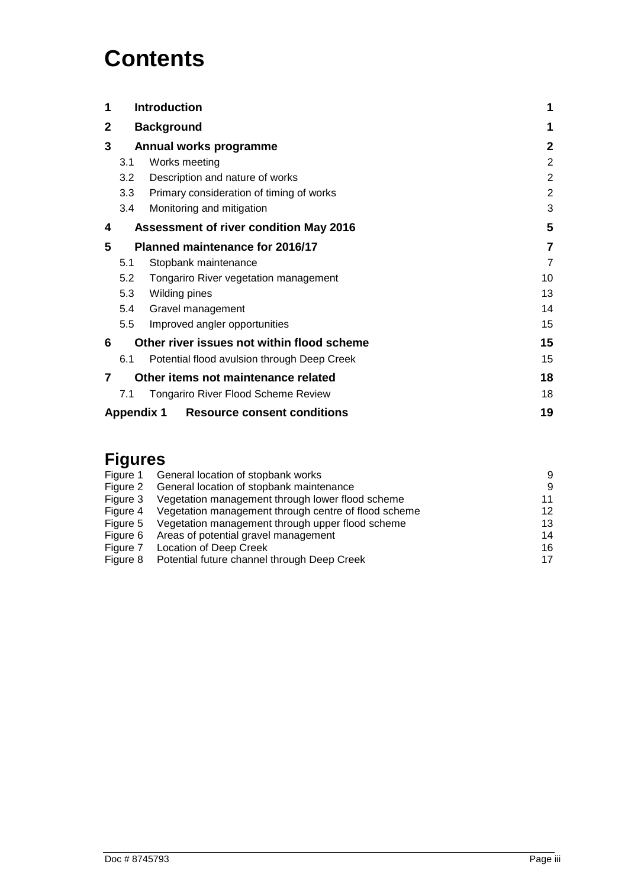# Contents

| | | |
|---|---|---|
| **1** | **Introduction** | **1** |
| **2** | **Background** | **1** |
| **3** | **Annual works programme** | **2** |
| 3.1 | Works meeting | 2 |
| 3.2 | Description and nature of works | 2 |
| 3.3 | Primary consideration of timing of works | 2 |
| 3.4 | Monitoring and mitigation | 3 |
| **4** | **Assessment of river condition May 2016** | **5** |
| **5** | **Planned maintenance for 2016/17** | **7** |
| 5.1 | Stopbank maintenance | 7 |
| 5.2 | Tongariro River vegetation management | 10 |
| 5.3 | Wilding pines | 13 |
| 5.4 | Gravel management | 14 |
| 5.5 | Improved angler opportunities | 15 |
| **6** | **Other river issues not within flood scheme** | **15** |
| 6.1 | Potential flood avulsion through Deep Creek | 15 |
| **7** | **Other items not maintenance related** | **18** |
| 7.1 | Tongariro River Flood Scheme Review | 18 |
| **Appendix 1** | **Resource consent conditions** | **19** |

## Figures

| | | |
|---|---|---|
| Figure 1 | General location of stopbank works | 9 |
| Figure 2 | General location of stopbank maintenance | 9 |
| Figure 3 | Vegetation management through lower flood scheme | 11 |
| Figure 4 | Vegetation management through centre of flood scheme | 12 |
| Figure 5 | Vegetation management through upper flood scheme | 13 |
| Figure 6 | Areas of potential gravel management | 14 |
| Figure 7 | Location of Deep Creek | 16 |
| Figure 8 | Potential future channel through Deep Creek | 17 |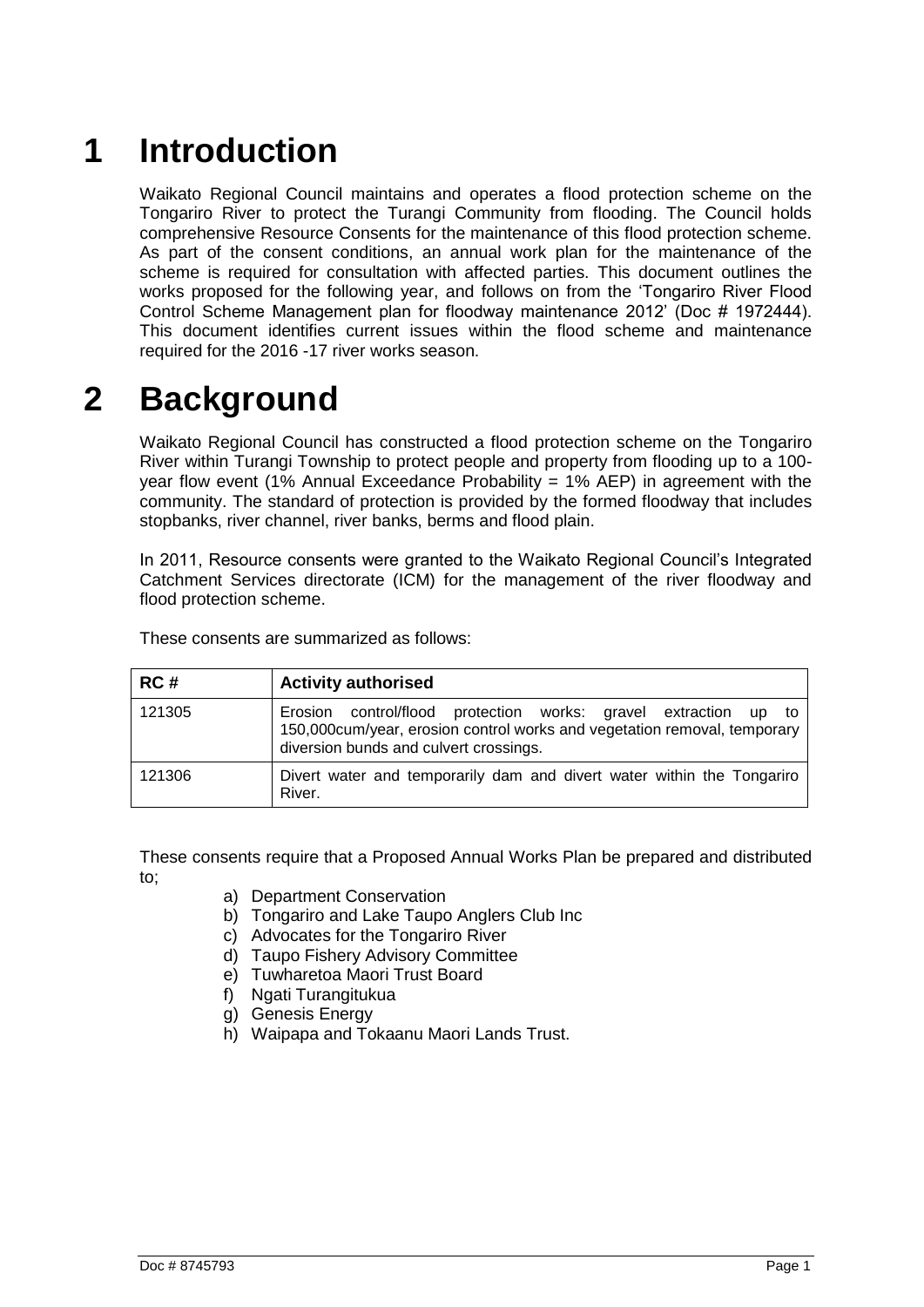# 1 Introduction

Waikato Regional Council maintains and operates a flood protection scheme on the Tongariro River to protect the Turangi Community from flooding. The Council holds comprehensive Resource Consents for the maintenance of this flood protection scheme. As part of the consent conditions, an annual work plan for the maintenance of the scheme is required for consultation with affected parties. This document outlines the works proposed for the following year, and follows on from the 'Tongariro River Flood Control Scheme Management plan for floodway maintenance 2012' (Doc # 1972444). This document identifies current issues within the flood scheme and maintenance required for the 2016 -17 river works season.

# 2 Background

Waikato Regional Council has constructed a flood protection scheme on the Tongariro River within Turangi Township to protect people and property from flooding up to a 100-year flow event (1% Annual Exceedance Probability = 1% AEP) in agreement with the community. The standard of protection is provided by the formed floodway that includes stopbanks, river channel, river banks, berms and flood plain.

In 2011, Resource consents were granted to the Waikato Regional Council's Integrated Catchment Services directorate (ICM) for the management of the river floodway and flood protection scheme.

These consents are summarized as follows:

| RC # | Activity authorised |
| --- | --- |
| 121305 | Erosion control/flood protection works: gravel extraction up to 150,000cum/year, erosion control works and vegetation removal, temporary diversion bunds and culvert crossings. |
| 121306 | Divert water and temporarily dam and divert water within the Tongariro River. |

These consents require that a Proposed Annual Works Plan be prepared and distributed to;

a) Department Conservation
b) Tongariro and Lake Taupo Anglers Club Inc
c) Advocates for the Tongariro River
d) Taupo Fishery Advisory Committee
e) Tuwharetoa Maori Trust Board
f) Ngati Turangitukua
g) Genesis Energy
h) Waipapa and Tokaanu Maori Lands Trust.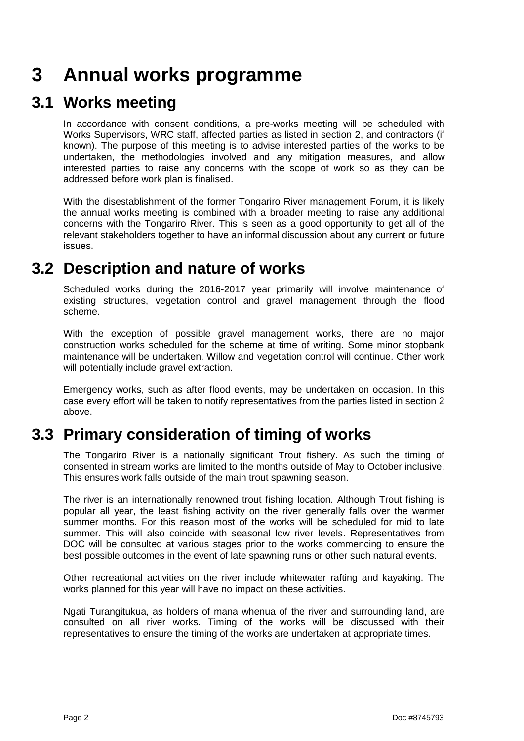# 3 Annual works programme

## 3.1 Works meeting

In accordance with consent conditions, a pre-works meeting will be scheduled with Works Supervisors, WRC staff, affected parties as listed in section 2, and contractors (if known). The purpose of this meeting is to advise interested parties of the works to be undertaken, the methodologies involved and any mitigation measures, and allow interested parties to raise any concerns with the scope of work so as they can be addressed before work plan is finalised.

With the disestablishment of the former Tongariro River management Forum, it is likely the annual works meeting is combined with a broader meeting to raise any additional concerns with the Tongariro River. This is seen as a good opportunity to get all of the relevant stakeholders together to have an informal discussion about any current or future issues.

## 3.2 Description and nature of works

Scheduled works during the 2016-2017 year primarily will involve maintenance of existing structures, vegetation control and gravel management through the flood scheme.

With the exception of possible gravel management works, there are no major construction works scheduled for the scheme at time of writing. Some minor stopbank maintenance will be undertaken. Willow and vegetation control will continue. Other work will potentially include gravel extraction.

Emergency works, such as after flood events, may be undertaken on occasion. In this case every effort will be taken to notify representatives from the parties listed in section 2 above.

## 3.3 Primary consideration of timing of works

The Tongariro River is a nationally significant Trout fishery. As such the timing of consented in stream works are limited to the months outside of May to October inclusive. This ensures work falls outside of the main trout spawning season.

The river is an internationally renowned trout fishing location. Although Trout fishing is popular all year, the least fishing activity on the river generally falls over the warmer summer months. For this reason most of the works will be scheduled for mid to late summer. This will also coincide with seasonal low river levels. Representatives from DOC will be consulted at various stages prior to the works commencing to ensure the best possible outcomes in the event of late spawning runs or other such natural events.

Other recreational activities on the river include whitewater rafting and kayaking. The works planned for this year will have no impact on these activities.

Ngati Turangitukua, as holders of mana whenua of the river and surrounding land, are consulted on all river works. Timing of the works will be discussed with their representatives to ensure the timing of the works are undertaken at appropriate times.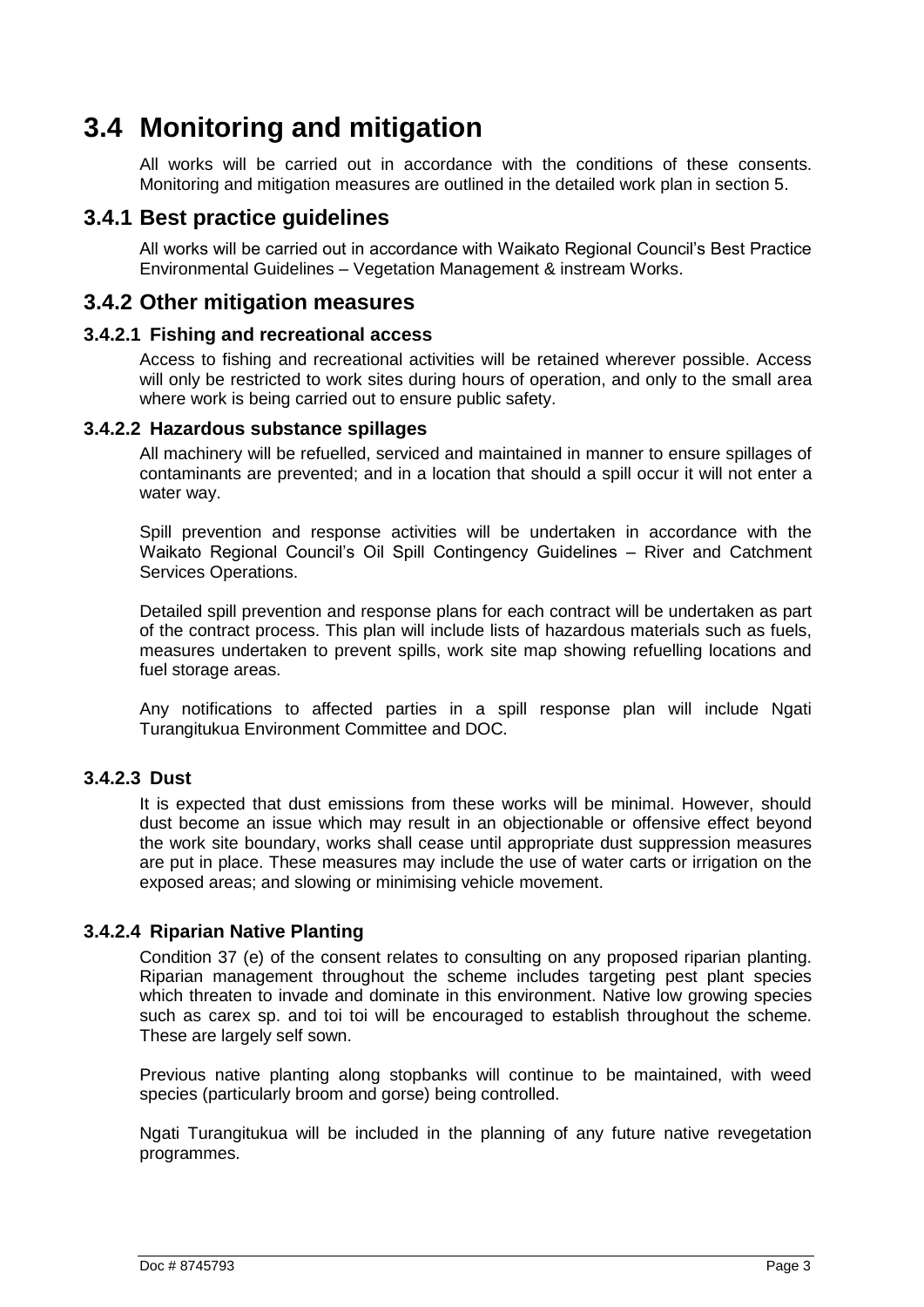# 3.4 Monitoring and mitigation

All works will be carried out in accordance with the conditions of these consents. Monitoring and mitigation measures are outlined in the detailed work plan in section 5.

## 3.4.1 Best practice guidelines

All works will be carried out in accordance with Waikato Regional Council's Best Practice Environmental Guidelines – Vegetation Management & instream Works.

## 3.4.2 Other mitigation measures

### 3.4.2.1 Fishing and recreational access

Access to fishing and recreational activities will be retained wherever possible. Access will only be restricted to work sites during hours of operation, and only to the small area where work is being carried out to ensure public safety.

### 3.4.2.2 Hazardous substance spillages

All machinery will be refuelled, serviced and maintained in manner to ensure spillages of contaminants are prevented; and in a location that should a spill occur it will not enter a water way.

Spill prevention and response activities will be undertaken in accordance with the Waikato Regional Council's Oil Spill Contingency Guidelines – River and Catchment Services Operations.

Detailed spill prevention and response plans for each contract will be undertaken as part of the contract process. This plan will include lists of hazardous materials such as fuels, measures undertaken to prevent spills, work site map showing refuelling locations and fuel storage areas.

Any notifications to affected parties in a spill response plan will include Ngati Turangitukua Environment Committee and DOC.

### 3.4.2.3 Dust

It is expected that dust emissions from these works will be minimal. However, should dust become an issue which may result in an objectionable or offensive effect beyond the work site boundary, works shall cease until appropriate dust suppression measures are put in place. These measures may include the use of water carts or irrigation on the exposed areas; and slowing or minimising vehicle movement.

### 3.4.2.4 Riparian Native Planting

Condition 37 (e) of the consent relates to consulting on any proposed riparian planting. Riparian management throughout the scheme includes targeting pest plant species which threaten to invade and dominate in this environment. Native low growing species such as carex sp. and toi toi will be encouraged to establish throughout the scheme. These are largely self sown.

Previous native planting along stopbanks will continue to be maintained, with weed species (particularly broom and gorse) being controlled.

Ngati Turangitukua will be included in the planning of any future native revegetation programmes.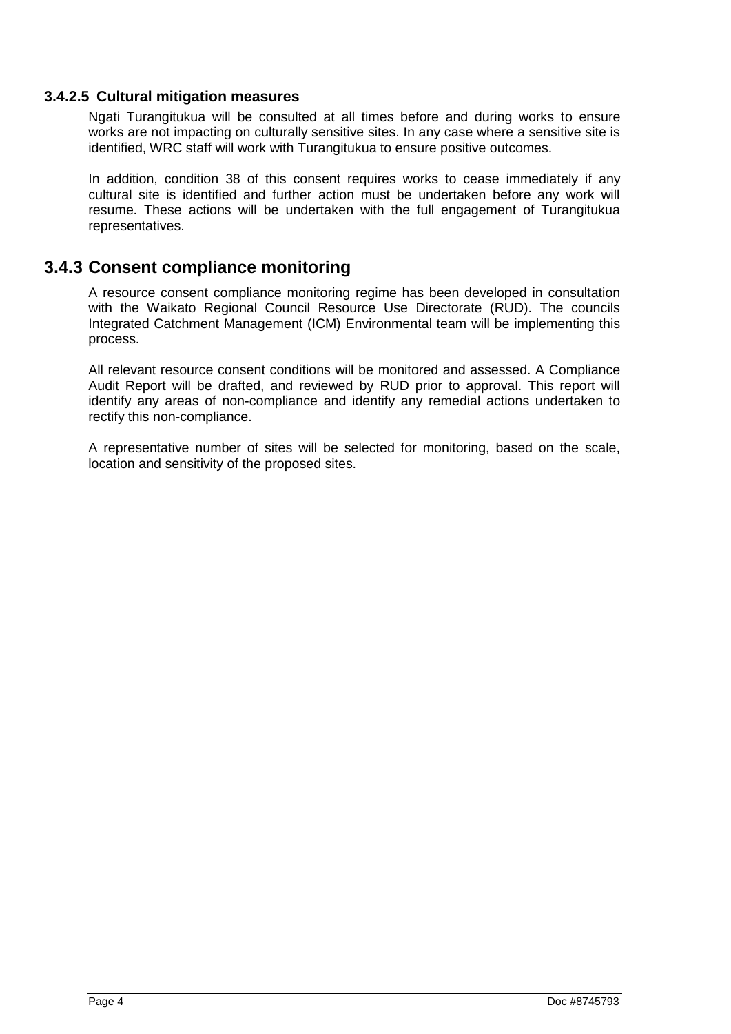#### 3.4.2.5 Cultural mitigation measures

Ngati Turangitukua will be consulted at all times before and during works to ensure works are not impacting on culturally sensitive sites. In any case where a sensitive site is identified, WRC staff will work with Turangitukua to ensure positive outcomes.

In addition, condition 38 of this consent requires works to cease immediately if any cultural site is identified and further action must be undertaken before any work will resume. These actions will be undertaken with the full engagement of Turangitukua representatives.

### 3.4.3 Consent compliance monitoring

A resource consent compliance monitoring regime has been developed in consultation with the Waikato Regional Council Resource Use Directorate (RUD). The councils Integrated Catchment Management (ICM) Environmental team will be implementing this process.

All relevant resource consent conditions will be monitored and assessed. A Compliance Audit Report will be drafted, and reviewed by RUD prior to approval. This report will identify any areas of non-compliance and identify any remedial actions undertaken to rectify this non-compliance.

A representative number of sites will be selected for monitoring, based on the scale, location and sensitivity of the proposed sites.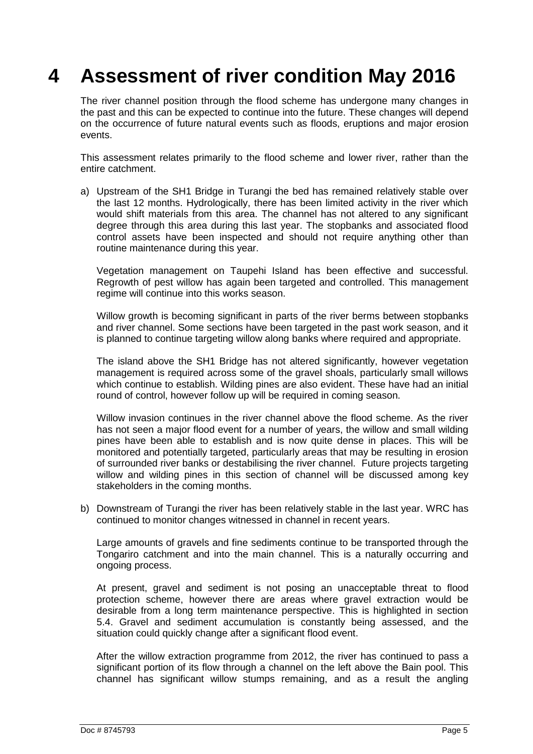# 4 Assessment of river condition May 2016

The river channel position through the flood scheme has undergone many changes in the past and this can be expected to continue into the future. These changes will depend on the occurrence of future natural events such as floods, eruptions and major erosion events.

This assessment relates primarily to the flood scheme and lower river, rather than the entire catchment.

a) Upstream of the SH1 Bridge in Turangi the bed has remained relatively stable over the last 12 months. Hydrologically, there has been limited activity in the river which would shift materials from this area. The channel has not altered to any significant degree through this area during this last year. The stopbanks and associated flood control assets have been inspected and should not require anything other than routine maintenance during this year.

   Vegetation management on Taupehi Island has been effective and successful. Regrowth of pest willow has again been targeted and controlled. This management regime will continue into this works season.

   Willow growth is becoming significant in parts of the river berms between stopbanks and river channel. Some sections have been targeted in the past work season, and it is planned to continue targeting willow along banks where required and appropriate.

   The island above the SH1 Bridge has not altered significantly, however vegetation management is required across some of the gravel shoals, particularly small willows which continue to establish. Wilding pines are also evident. These have had an initial round of control, however follow up will be required in coming season.

   Willow invasion continues in the river channel above the flood scheme. As the river has not seen a major flood event for a number of years, the willow and small wilding pines have been able to establish and is now quite dense in places. This will be monitored and potentially targeted, particularly areas that may be resulting in erosion of surrounded river banks or destabilising the river channel. Future projects targeting willow and wilding pines in this section of channel will be discussed among key stakeholders in the coming months.

b) Downstream of Turangi the river has been relatively stable in the last year. WRC has continued to monitor changes witnessed in channel in recent years.

   Large amounts of gravels and fine sediments continue to be transported through the Tongariro catchment and into the main channel. This is a naturally occurring and ongoing process.

   At present, gravel and sediment is not posing an unacceptable threat to flood protection scheme, however there are areas where gravel extraction would be desirable from a long term maintenance perspective. This is highlighted in section 5.4. Gravel and sediment accumulation is constantly being assessed, and the situation could quickly change after a significant flood event.

   After the willow extraction programme from 2012, the river has continued to pass a significant portion of its flow through a channel on the left above the Bain pool. This channel has significant willow stumps remaining, and as a result the angling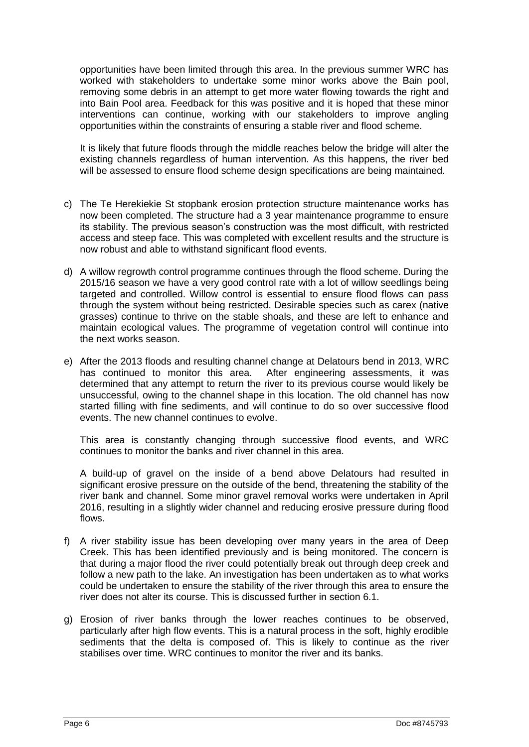opportunities have been limited through this area. In the previous summer WRC has worked with stakeholders to undertake some minor works above the Bain pool, removing some debris in an attempt to get more water flowing towards the right and into Bain Pool area. Feedback for this was positive and it is hoped that these minor interventions can continue, working with our stakeholders to improve angling opportunities within the constraints of ensuring a stable river and flood scheme.

It is likely that future floods through the middle reaches below the bridge will alter the existing channels regardless of human intervention. As this happens, the river bed will be assessed to ensure flood scheme design specifications are being maintained.

c) The Te Herekiekie St stopbank erosion protection structure maintenance works has now been completed. The structure had a 3 year maintenance programme to ensure its stability. The previous season's construction was the most difficult, with restricted access and steep face. This was completed with excellent results and the structure is now robust and able to withstand significant flood events.

d) A willow regrowth control programme continues through the flood scheme. During the 2015/16 season we have a very good control rate with a lot of willow seedlings being targeted and controlled. Willow control is essential to ensure flood flows can pass through the system without being restricted. Desirable species such as carex (native grasses) continue to thrive on the stable shoals, and these are left to enhance and maintain ecological values. The programme of vegetation control will continue into the next works season.

e) After the 2013 floods and resulting channel change at Delatours bend in 2013, WRC has continued to monitor this area. After engineering assessments, it was determined that any attempt to return the river to its previous course would likely be unsuccessful, owing to the channel shape in this location. The old channel has now started filling with fine sediments, and will continue to do so over successive flood events. The new channel continues to evolve.

   This area is constantly changing through successive flood events, and WRC continues to monitor the banks and river channel in this area.

   A build-up of gravel on the inside of a bend above Delatours had resulted in significant erosive pressure on the outside of the bend, threatening the stability of the river bank and channel. Some minor gravel removal works were undertaken in April 2016, resulting in a slightly wider channel and reducing erosive pressure during flood flows.

f) A river stability issue has been developing over many years in the area of Deep Creek. This has been identified previously and is being monitored. The concern is that during a major flood the river could potentially break out through deep creek and follow a new path to the lake. An investigation has been undertaken as to what works could be undertaken to ensure the stability of the river through this area to ensure the river does not alter its course. This is discussed further in section 6.1.

g) Erosion of river banks through the lower reaches continues to be observed, particularly after high flow events. This is a natural process in the soft, highly erodible sediments that the delta is composed of. This is likely to continue as the river stabilises over time. WRC continues to monitor the river and its banks.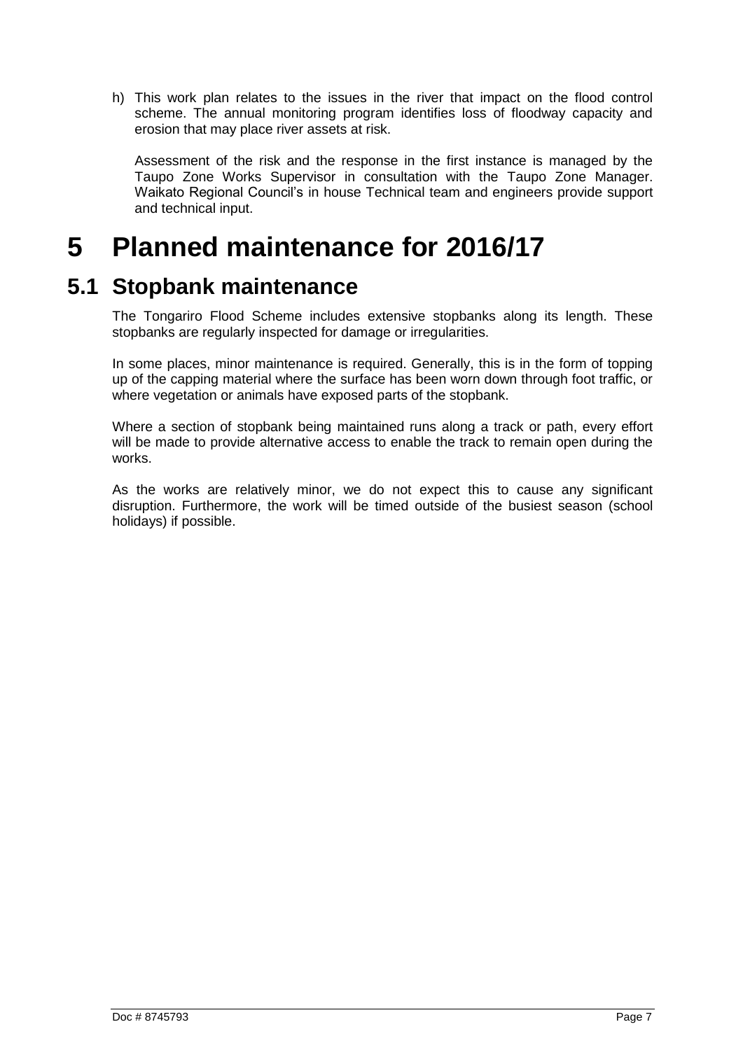h) This work plan relates to the issues in the river that impact on the flood control scheme. The annual monitoring program identifies loss of floodway capacity and erosion that may place river assets at risk.

   Assessment of the risk and the response in the first instance is managed by the Taupo Zone Works Supervisor in consultation with the Taupo Zone Manager. Waikato Regional Council's in house Technical team and engineers provide support and technical input.

# 5 Planned maintenance for 2016/17

## 5.1 Stopbank maintenance

The Tongariro Flood Scheme includes extensive stopbanks along its length. These stopbanks are regularly inspected for damage or irregularities.

In some places, minor maintenance is required. Generally, this is in the form of topping up of the capping material where the surface has been worn down through foot traffic, or where vegetation or animals have exposed parts of the stopbank.

Where a section of stopbank being maintained runs along a track or path, every effort will be made to provide alternative access to enable the track to remain open during the works.

As the works are relatively minor, we do not expect this to cause any significant disruption. Furthermore, the work will be timed outside of the busiest season (school holidays) if possible.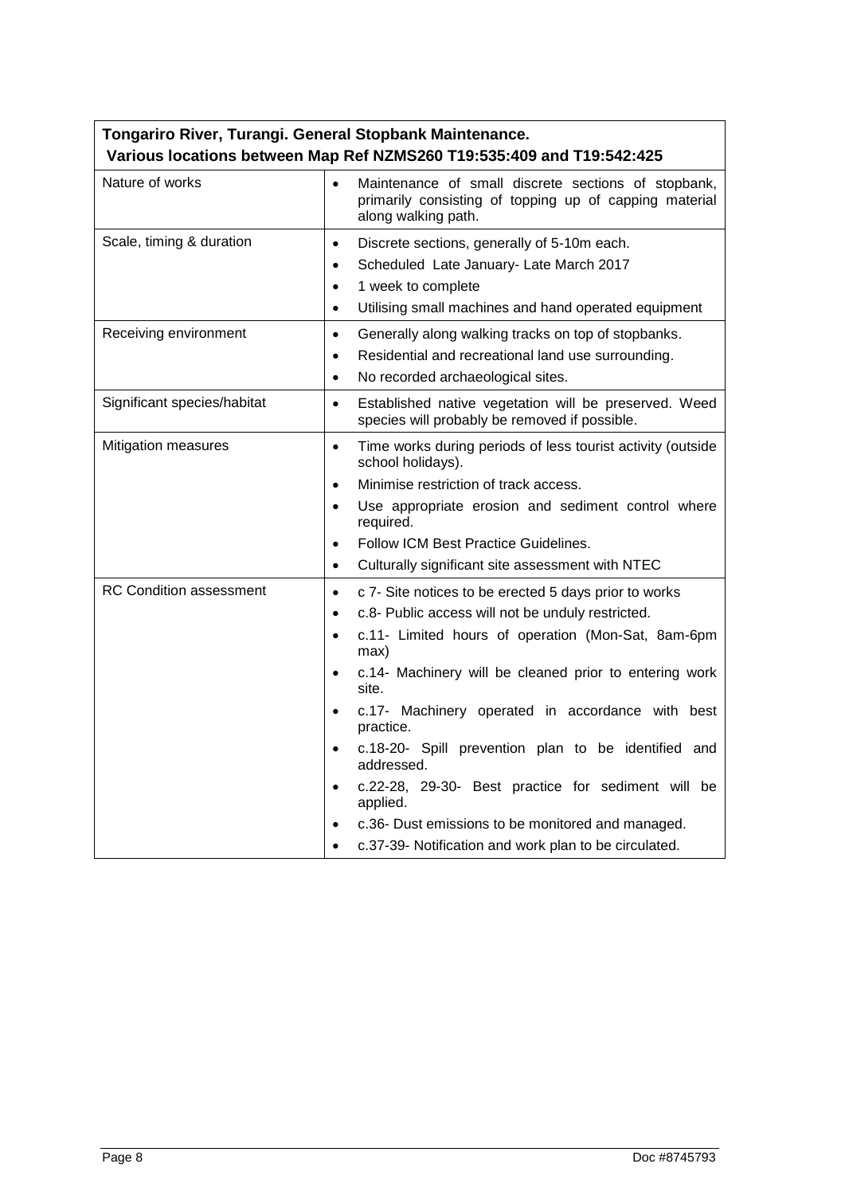| Tongariro River, Turangi. General Stopbank Maintenance. Various locations between Map Ref NZMS260 T19:535:409 and T19:542:425 | |
|---|---|
| Nature of works | • Maintenance of small discrete sections of stopbank, primarily consisting of topping up of capping material along walking path. |
| Scale, timing & duration | • Discrete sections, generally of 5-10m each.<br>• Scheduled Late January- Late March 2017<br>• 1 week to complete<br>• Utilising small machines and hand operated equipment |
| Receiving environment | • Generally along walking tracks on top of stopbanks.<br>• Residential and recreational land use surrounding.<br>• No recorded archaeological sites. |
| Significant species/habitat | • Established native vegetation will be preserved. Weed species will probably be removed if possible. |
| Mitigation measures | • Time works during periods of less tourist activity (outside school holidays).<br>• Minimise restriction of track access.<br>• Use appropriate erosion and sediment control where required.<br>• Follow ICM Best Practice Guidelines.<br>• Culturally significant site assessment with NTEC |
| RC Condition assessment | • c 7- Site notices to be erected 5 days prior to works<br>• c.8- Public access will not be unduly restricted.<br>• c.11- Limited hours of operation (Mon-Sat, 8am-6pm max)<br>• c.14- Machinery will be cleaned prior to entering work site.<br>• c.17- Machinery operated in accordance with best practice.<br>• c.18-20- Spill prevention plan to be identified and addressed.<br>• c.22-28, 29-30- Best practice for sediment will be applied.<br>• c.36- Dust emissions to be monitored and managed.<br>• c.37-39- Notification and work plan to be circulated. |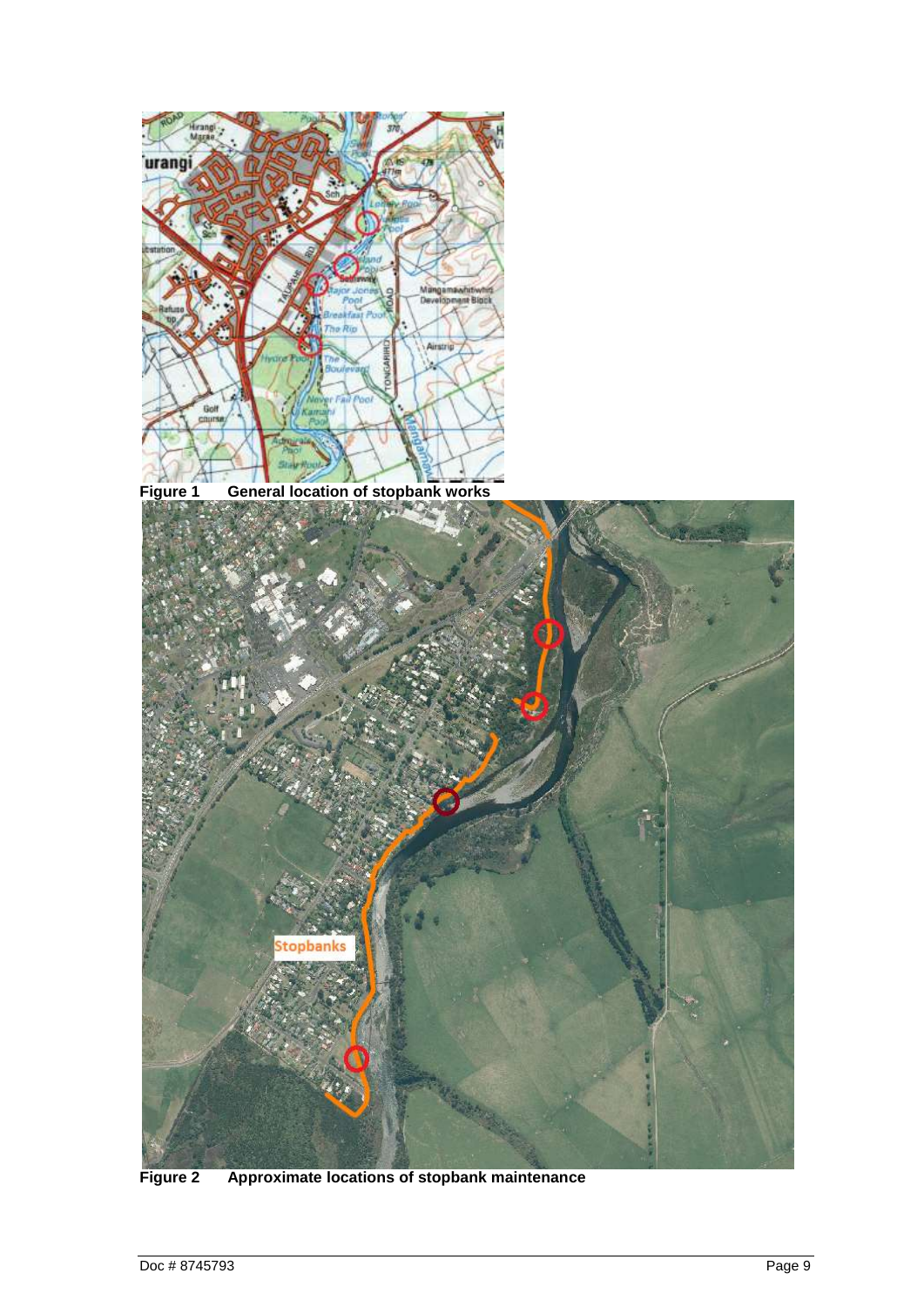**Figure 1 General location of stopbank works**

**Figure 2 Approximate locations of stopbank maintenance**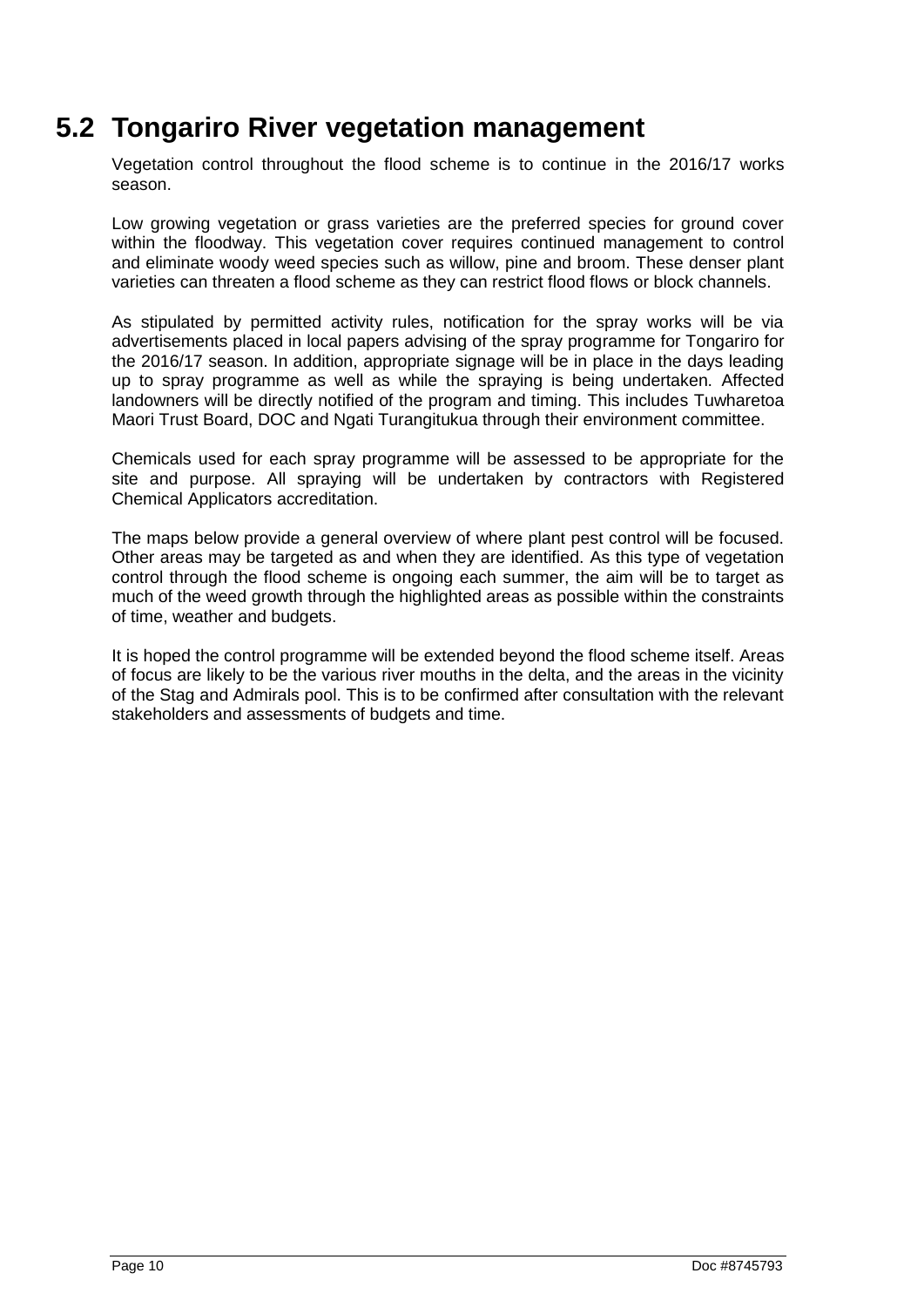## 5.2 Tongariro River vegetation management

Vegetation control throughout the flood scheme is to continue in the 2016/17 works season.

Low growing vegetation or grass varieties are the preferred species for ground cover within the floodway. This vegetation cover requires continued management to control and eliminate woody weed species such as willow, pine and broom. These denser plant varieties can threaten a flood scheme as they can restrict flood flows or block channels.

As stipulated by permitted activity rules, notification for the spray works will be via advertisements placed in local papers advising of the spray programme for Tongariro for the 2016/17 season. In addition, appropriate signage will be in place in the days leading up to spray programme as well as while the spraying is being undertaken. Affected landowners will be directly notified of the program and timing. This includes Tuwharetoa Maori Trust Board, DOC and Ngati Turangitukua through their environment committee.

Chemicals used for each spray programme will be assessed to be appropriate for the site and purpose. All spraying will be undertaken by contractors with Registered Chemical Applicators accreditation.

The maps below provide a general overview of where plant pest control will be focused. Other areas may be targeted as and when they are identified. As this type of vegetation control through the flood scheme is ongoing each summer, the aim will be to target as much of the weed growth through the highlighted areas as possible within the constraints of time, weather and budgets.

It is hoped the control programme will be extended beyond the flood scheme itself. Areas of focus are likely to be the various river mouths in the delta, and the areas in the vicinity of the Stag and Admirals pool. This is to be confirmed after consultation with the relevant stakeholders and assessments of budgets and time.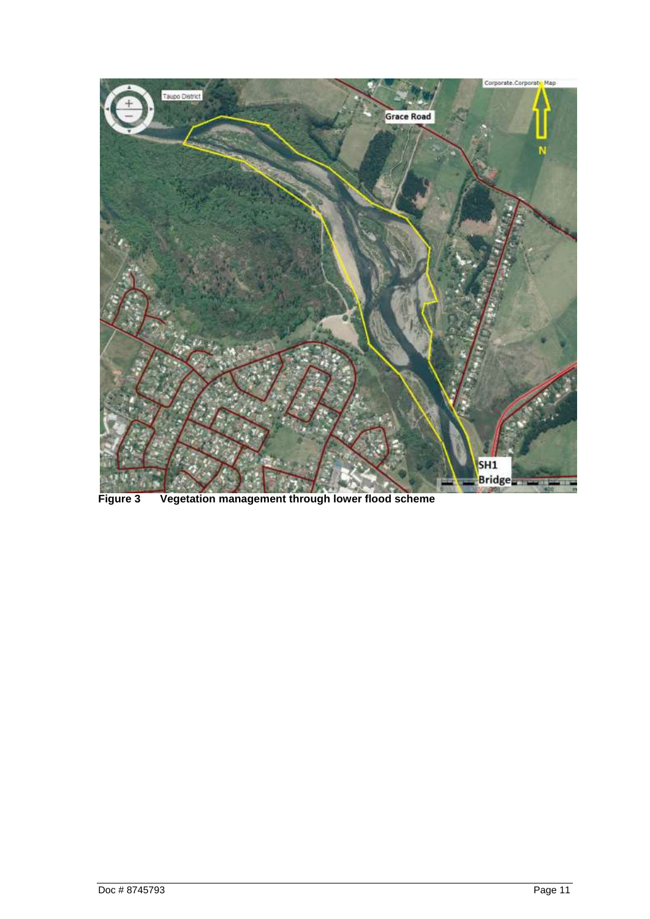**Figure 3 Vegetation management through lower flood scheme**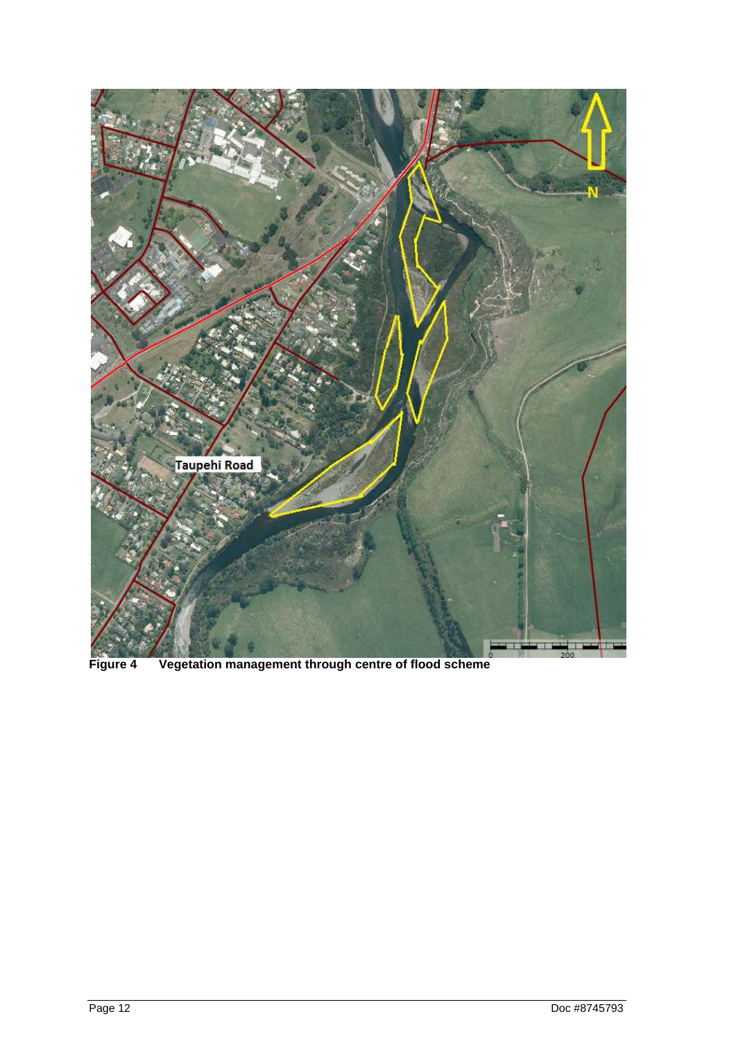**Figure 4 Vegetation management through centre of flood scheme**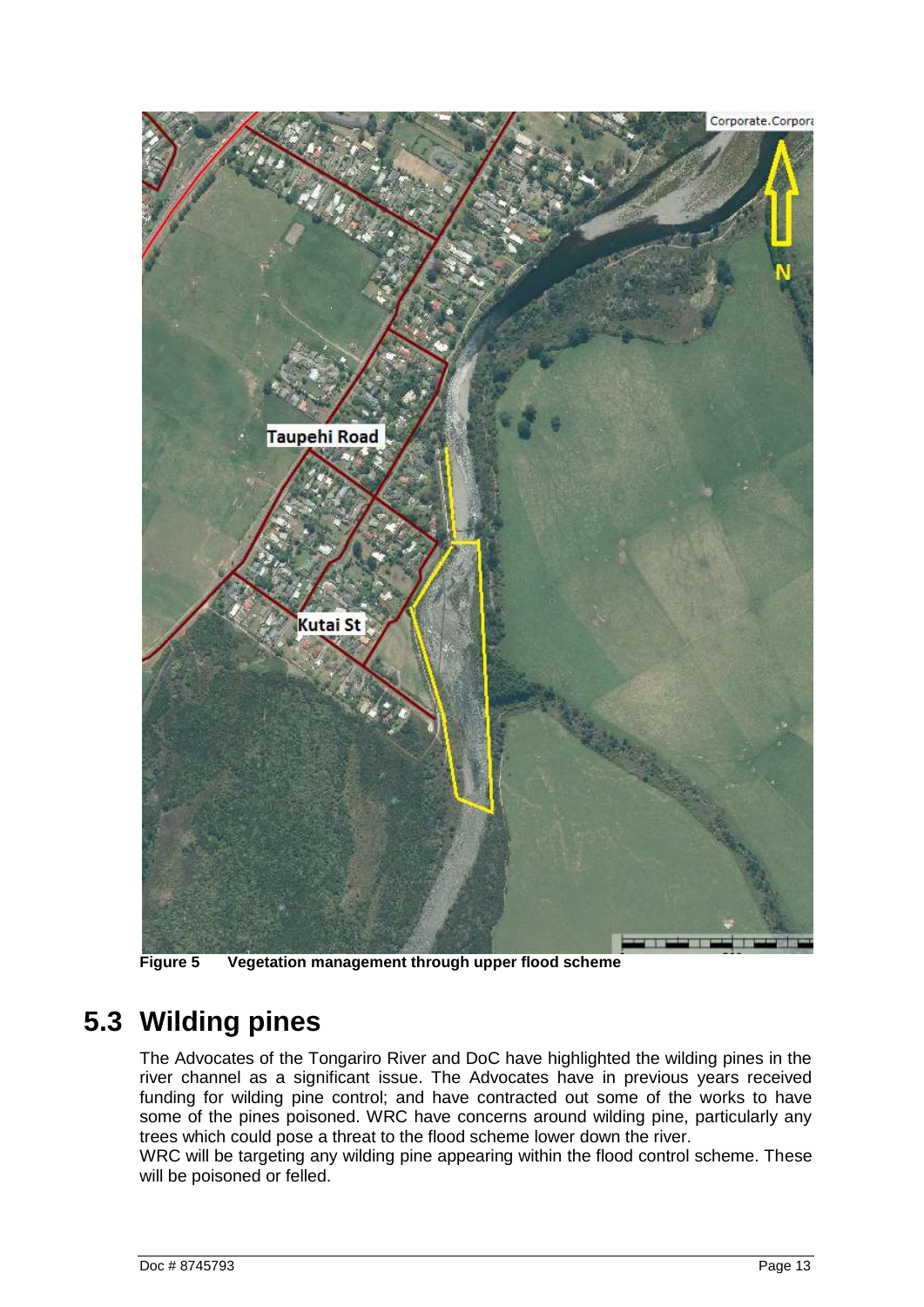**Figure 5 Vegetation management through upper flood scheme**

## 5.3 Wilding pines

The Advocates of the Tongariro River and DoC have highlighted the wilding pines in the river channel as a significant issue. The Advocates have in previous years received funding for wilding pine control; and have contracted out some of the works to have some of the pines poisoned. WRC have concerns around wilding pine, particularly any trees which could pose a threat to the flood scheme lower down the river.

WRC will be targeting any wilding pine appearing within the flood control scheme. These will be poisoned or felled.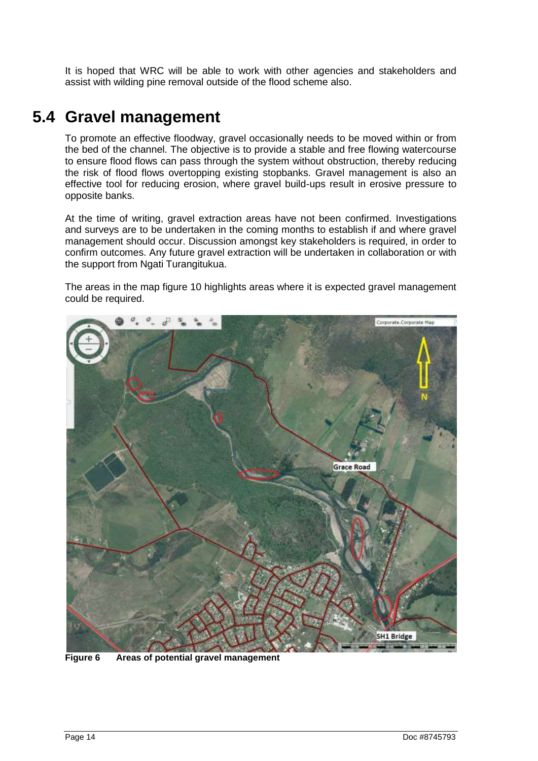It is hoped that WRC will be able to work with other agencies and stakeholders and assist with wilding pine removal outside of the flood scheme also.

## 5.4 Gravel management

To promote an effective floodway, gravel occasionally needs to be moved within or from the bed of the channel. The objective is to provide a stable and free flowing watercourse to ensure flood flows can pass through the system without obstruction, thereby reducing the risk of flood flows overtopping existing stopbanks. Gravel management is also an effective tool for reducing erosion, where gravel build-ups result in erosive pressure to opposite banks.

At the time of writing, gravel extraction areas have not been confirmed. Investigations and surveys are to be undertaken in the coming months to establish if and where gravel management should occur. Discussion amongst key stakeholders is required, in order to confirm outcomes. Any future gravel extraction will be undertaken in collaboration or with the support from Ngati Turangitukua.

The areas in the map figure 10 highlights areas where it is expected gravel management could be required.

**Figure 6 Areas of potential gravel management**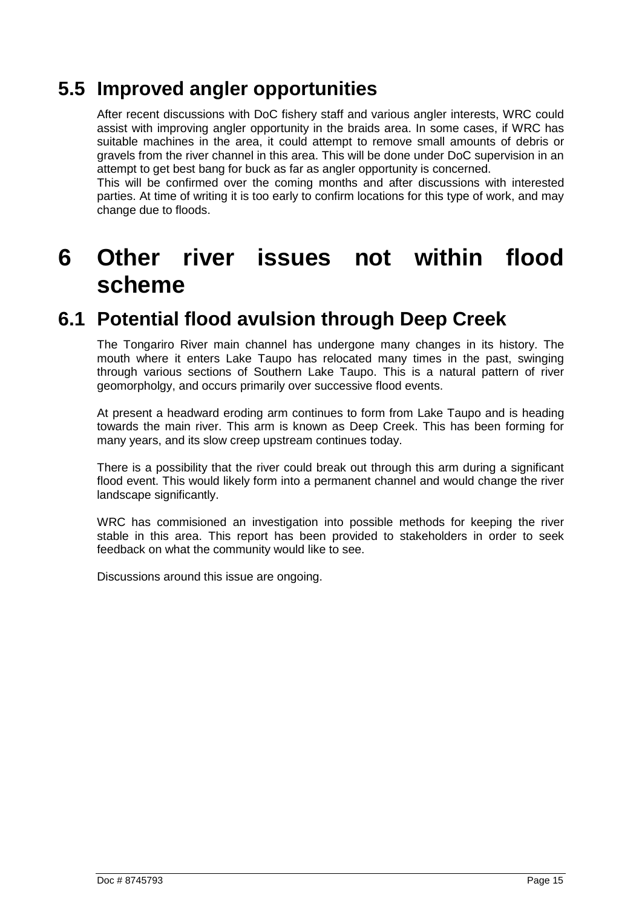## 5.5 Improved angler opportunities

After recent discussions with DoC fishery staff and various angler interests, WRC could assist with improving angler opportunity in the braids area. In some cases, if WRC has suitable machines in the area, it could attempt to remove small amounts of debris or gravels from the river channel in this area. This will be done under DoC supervision in an attempt to get best bang for buck as far as angler opportunity is concerned.
This will be confirmed over the coming months and after discussions with interested parties. At time of writing it is too early to confirm locations for this type of work, and may change due to floods.

# 6 Other river issues not within flood scheme

## 6.1 Potential flood avulsion through Deep Creek

The Tongariro River main channel has undergone many changes in its history. The mouth where it enters Lake Taupo has relocated many times in the past, swinging through various sections of Southern Lake Taupo. This is a natural pattern of river geomorpholgy, and occurs primarily over successive flood events.

At present a headward eroding arm continues to form from Lake Taupo and is heading towards the main river. This arm is known as Deep Creek. This has been forming for many years, and its slow creep upstream continues today.

There is a possibility that the river could break out through this arm during a significant flood event. This would likely form into a permanent channel and would change the river landscape significantly.

WRC has commisioned an investigation into possible methods for keeping the river stable in this area. This report has been provided to stakeholders in order to seek feedback on what the community would like to see.

Discussions around this issue are ongoing.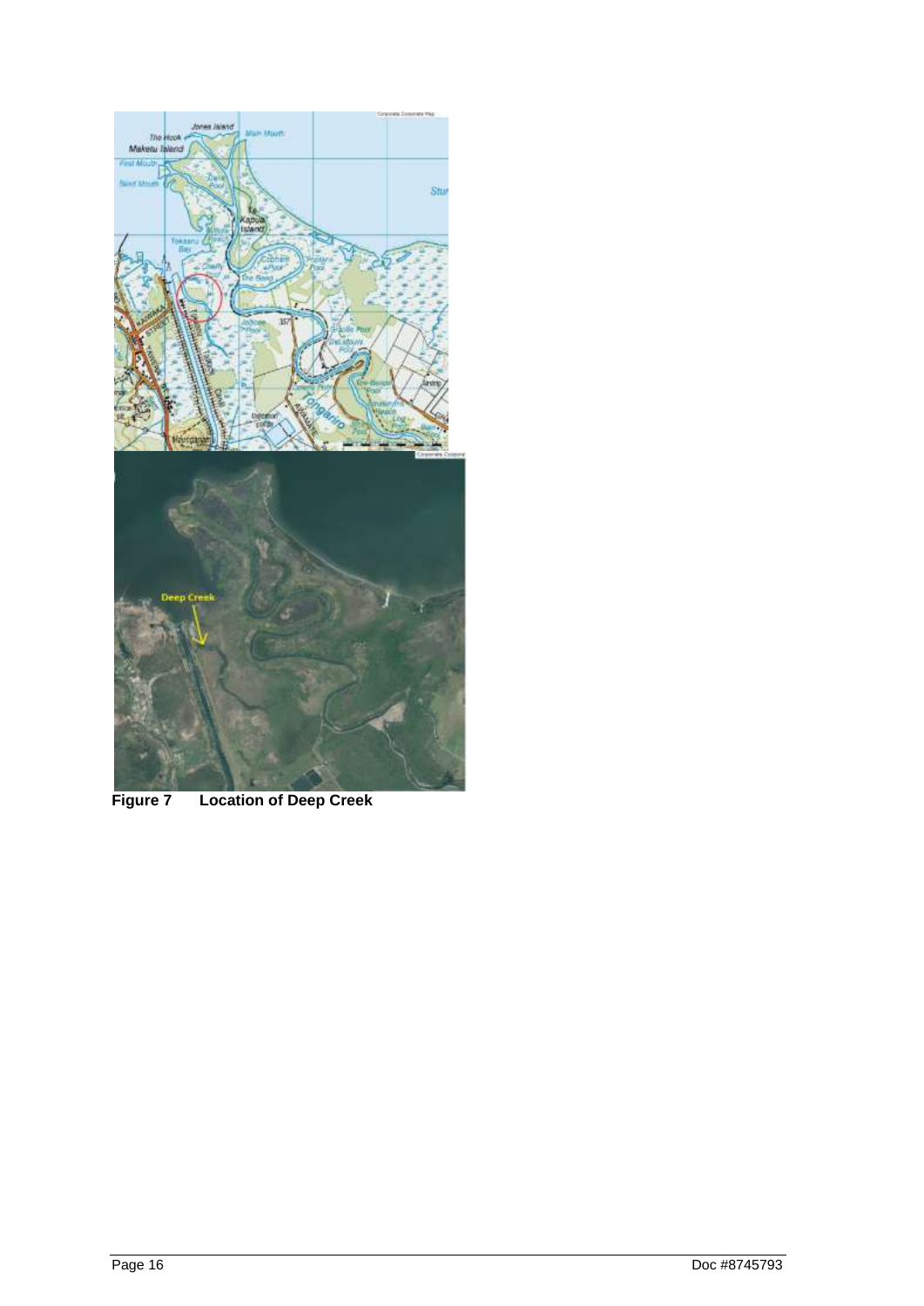**Figure 7 Location of Deep Creek**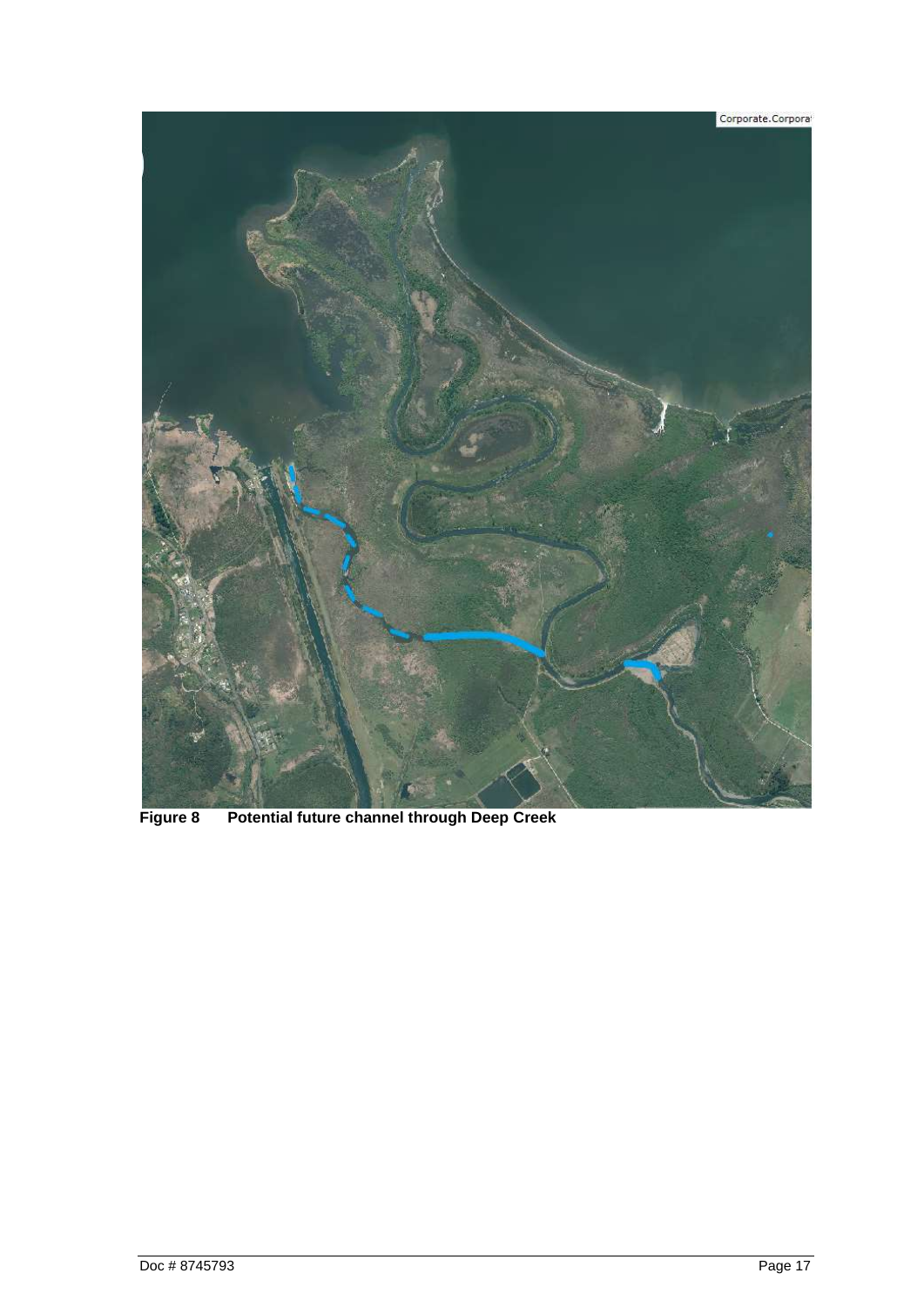**Figure 8 Potential future channel through Deep Creek**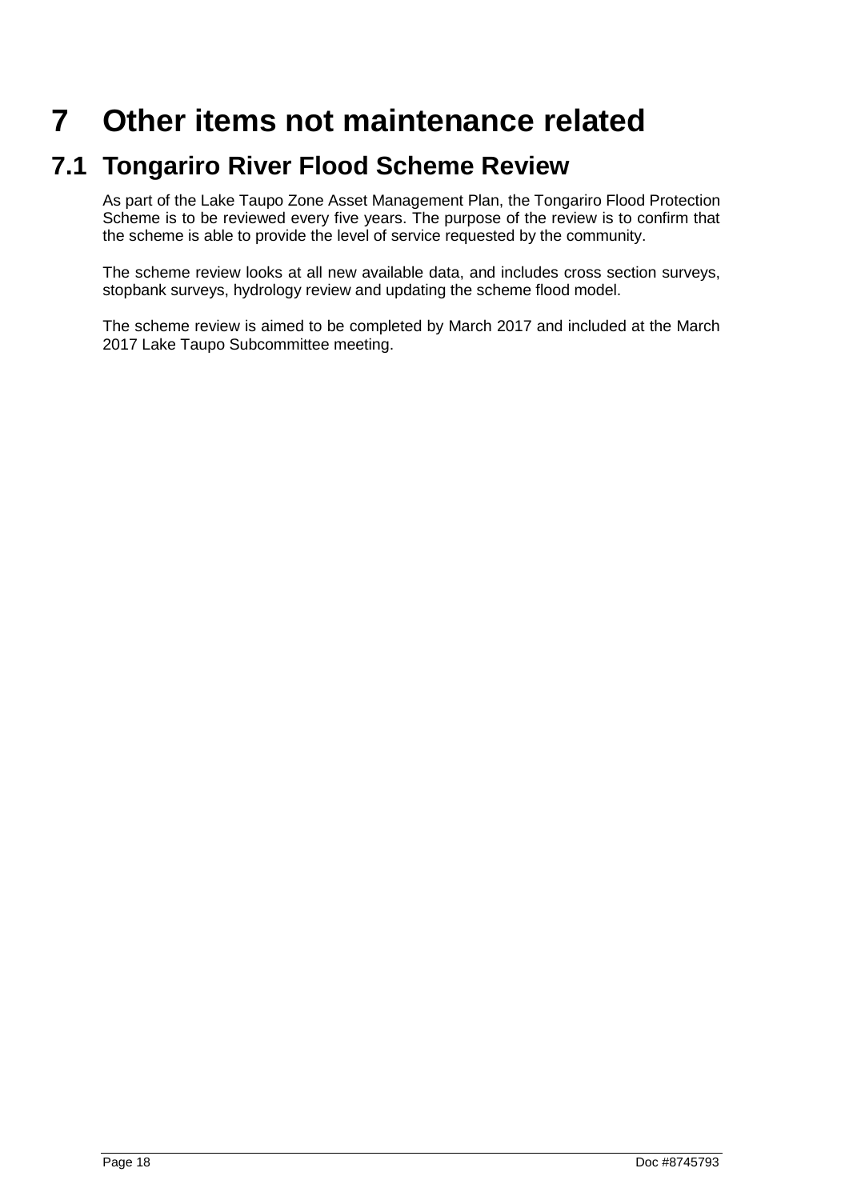# 7 Other items not maintenance related

## 7.1 Tongariro River Flood Scheme Review

As part of the Lake Taupo Zone Asset Management Plan, the Tongariro Flood Protection Scheme is to be reviewed every five years. The purpose of the review is to confirm that the scheme is able to provide the level of service requested by the community.

The scheme review looks at all new available data, and includes cross section surveys, stopbank surveys, hydrology review and updating the scheme flood model.

The scheme review is aimed to be completed by March 2017 and included at the March 2017 Lake Taupo Subcommittee meeting.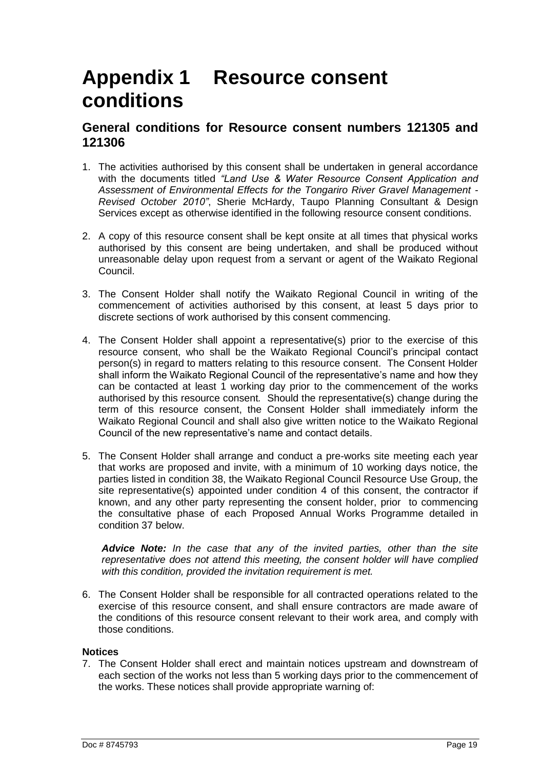# Appendix 1 Resource consent conditions

## General conditions for Resource consent numbers 121305 and 121306

1. The activities authorised by this consent shall be undertaken in general accordance with the documents titled *"Land Use & Water Resource Consent Application and Assessment of Environmental Effects for the Tongariro River Gravel Management - Revised October 2010"*, Sherie McHardy, Taupo Planning Consultant & Design Services except as otherwise identified in the following resource consent conditions.

2. A copy of this resource consent shall be kept onsite at all times that physical works authorised by this consent are being undertaken, and shall be produced without unreasonable delay upon request from a servant or agent of the Waikato Regional Council.

3. The Consent Holder shall notify the Waikato Regional Council in writing of the commencement of activities authorised by this consent, at least 5 days prior to discrete sections of work authorised by this consent commencing.

4. The Consent Holder shall appoint a representative(s) prior to the exercise of this resource consent, who shall be the Waikato Regional Council's principal contact person(s) in regard to matters relating to this resource consent. The Consent Holder shall inform the Waikato Regional Council of the representative's name and how they can be contacted at least 1 working day prior to the commencement of the works authorised by this resource consent. Should the representative(s) change during the term of this resource consent, the Consent Holder shall immediately inform the Waikato Regional Council and shall also give written notice to the Waikato Regional Council of the new representative's name and contact details.

5. The Consent Holder shall arrange and conduct a pre-works site meeting each year that works are proposed and invite, with a minimum of 10 working days notice, the parties listed in condition 38, the Waikato Regional Council Resource Use Group, the site representative(s) appointed under condition 4 of this consent, the contractor if known, and any other party representing the consent holder, prior to commencing the consultative phase of each Proposed Annual Works Programme detailed in condition 37 below.

   ***Advice Note:*** *In the case that any of the invited parties, other than the site representative does not attend this meeting, the consent holder will have complied with this condition, provided the invitation requirement is met.*

6. The Consent Holder shall be responsible for all contracted operations related to the exercise of this resource consent, and shall ensure contractors are made aware of the conditions of this resource consent relevant to their work area, and comply with those conditions.

**Notices**

7. The Consent Holder shall erect and maintain notices upstream and downstream of each section of the works not less than 5 working days prior to the commencement of the works. These notices shall provide appropriate warning of: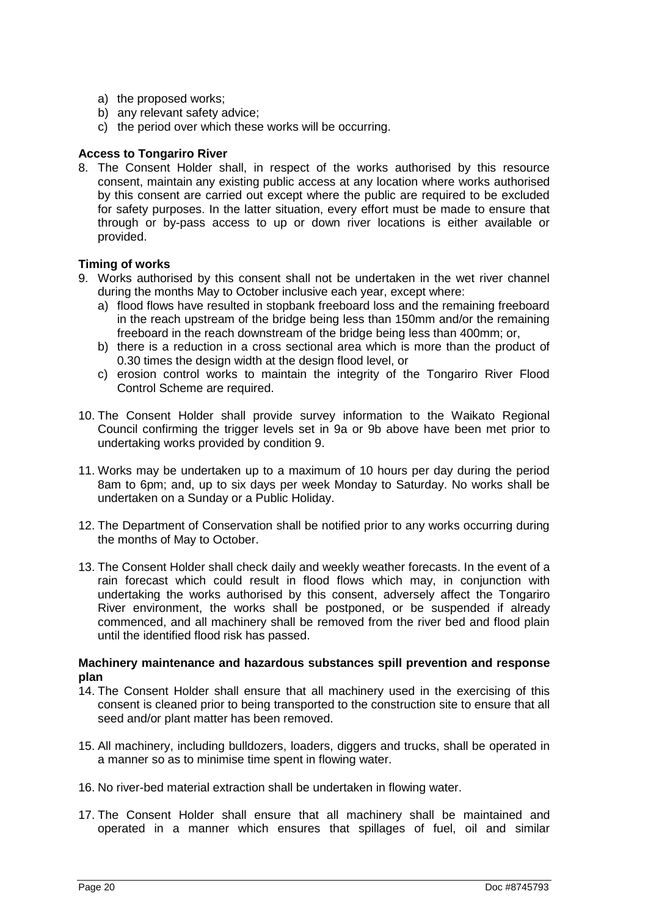a) the proposed works;
b) any relevant safety advice;
c) the period over which these works will be occurring.

**Access to Tongariro River**

8. The Consent Holder shall, in respect of the works authorised by this resource consent, maintain any existing public access at any location where works authorised by this consent are carried out except where the public are required to be excluded for safety purposes. In the latter situation, every effort must be made to ensure that through or by-pass access to up or down river locations is either available or provided.

**Timing of works**

9. Works authorised by this consent shall not be undertaken in the wet river channel during the months May to October inclusive each year, except where:
   a) flood flows have resulted in stopbank freeboard loss and the remaining freeboard in the reach upstream of the bridge being less than 150mm and/or the remaining freeboard in the reach downstream of the bridge being less than 400mm; or,
   b) there is a reduction in a cross sectional area which is more than the product of 0.30 times the design width at the design flood level, or
   c) erosion control works to maintain the integrity of the Tongariro River Flood Control Scheme are required.

10. The Consent Holder shall provide survey information to the Waikato Regional Council confirming the trigger levels set in 9a or 9b above have been met prior to undertaking works provided by condition 9.

11. Works may be undertaken up to a maximum of 10 hours per day during the period 8am to 6pm; and, up to six days per week Monday to Saturday. No works shall be undertaken on a Sunday or a Public Holiday.

12. The Department of Conservation shall be notified prior to any works occurring during the months of May to October.

13. The Consent Holder shall check daily and weekly weather forecasts. In the event of a rain forecast which could result in flood flows which may, in conjunction with undertaking the works authorised by this consent, adversely affect the Tongariro River environment, the works shall be postponed, or be suspended if already commenced, and all machinery shall be removed from the river bed and flood plain until the identified flood risk has passed.

**Machinery maintenance and hazardous substances spill prevention and response plan**

14. The Consent Holder shall ensure that all machinery used in the exercising of this consent is cleaned prior to being transported to the construction site to ensure that all seed and/or plant matter has been removed.

15. All machinery, including bulldozers, loaders, diggers and trucks, shall be operated in a manner so as to minimise time spent in flowing water.

16. No river-bed material extraction shall be undertaken in flowing water.

17. The Consent Holder shall ensure that all machinery shall be maintained and operated in a manner which ensures that spillages of fuel, oil and similar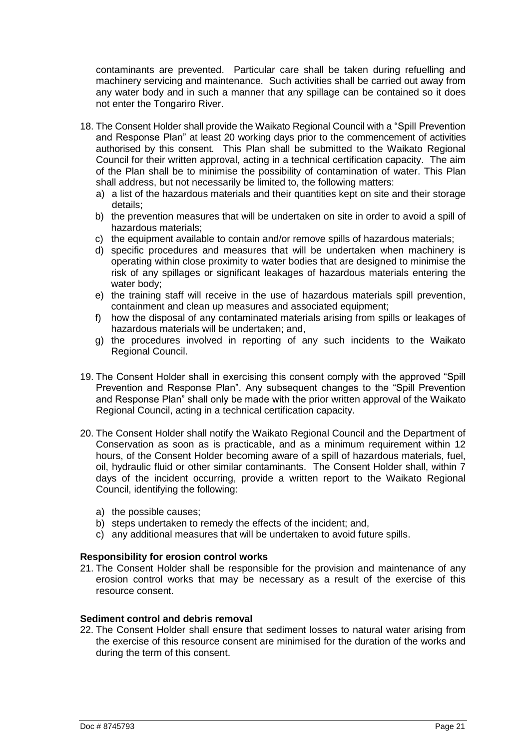contaminants are prevented. Particular care shall be taken during refuelling and machinery servicing and maintenance. Such activities shall be carried out away from any water body and in such a manner that any spillage can be contained so it does not enter the Tongariro River.

18. The Consent Holder shall provide the Waikato Regional Council with a "Spill Prevention and Response Plan" at least 20 working days prior to the commencement of activities authorised by this consent. This Plan shall be submitted to the Waikato Regional Council for their written approval, acting in a technical certification capacity. The aim of the Plan shall be to minimise the possibility of contamination of water. This Plan shall address, but not necessarily be limited to, the following matters:
    a) a list of the hazardous materials and their quantities kept on site and their storage details;
    b) the prevention measures that will be undertaken on site in order to avoid a spill of hazardous materials;
    c) the equipment available to contain and/or remove spills of hazardous materials;
    d) specific procedures and measures that will be undertaken when machinery is operating within close proximity to water bodies that are designed to minimise the risk of any spillages or significant leakages of hazardous materials entering the water body;
    e) the training staff will receive in the use of hazardous materials spill prevention, containment and clean up measures and associated equipment;
    f) how the disposal of any contaminated materials arising from spills or leakages of hazardous materials will be undertaken; and,
    g) the procedures involved in reporting of any such incidents to the Waikato Regional Council.

19. The Consent Holder shall in exercising this consent comply with the approved "Spill Prevention and Response Plan". Any subsequent changes to the "Spill Prevention and Response Plan" shall only be made with the prior written approval of the Waikato Regional Council, acting in a technical certification capacity.

20. The Consent Holder shall notify the Waikato Regional Council and the Department of Conservation as soon as is practicable, and as a minimum requirement within 12 hours, of the Consent Holder becoming aware of a spill of hazardous materials, fuel, oil, hydraulic fluid or other similar contaminants. The Consent Holder shall, within 7 days of the incident occurring, provide a written report to the Waikato Regional Council, identifying the following:

    a) the possible causes;
    b) steps undertaken to remedy the effects of the incident; and,
    c) any additional measures that will be undertaken to avoid future spills.

**Responsibility for erosion control works**

21. The Consent Holder shall be responsible for the provision and maintenance of any erosion control works that may be necessary as a result of the exercise of this resource consent.

**Sediment control and debris removal**

22. The Consent Holder shall ensure that sediment losses to natural water arising from the exercise of this resource consent are minimised for the duration of the works and during the term of this consent.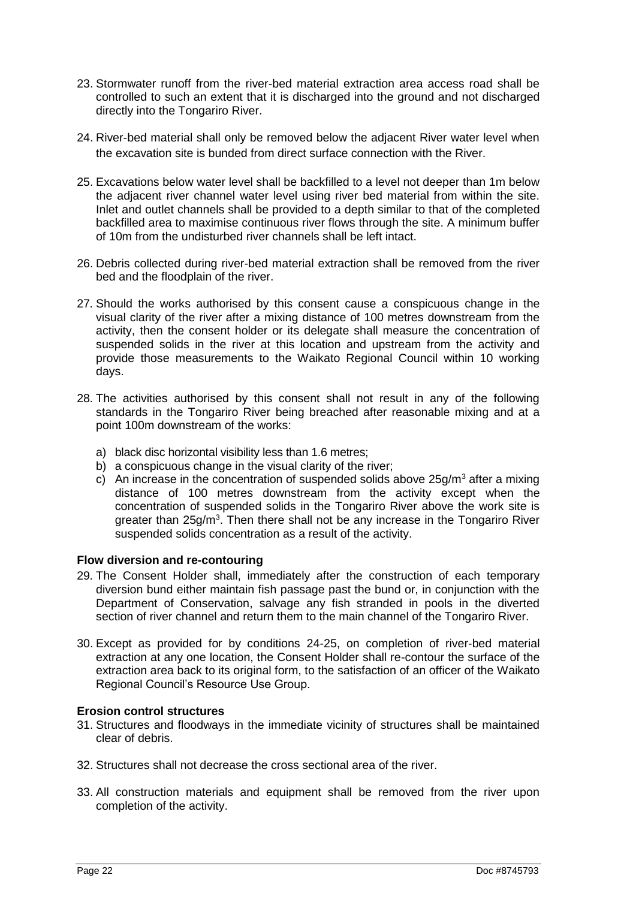23. Stormwater runoff from the river-bed material extraction area access road shall be controlled to such an extent that it is discharged into the ground and not discharged directly into the Tongariro River.

24. River-bed material shall only be removed below the adjacent River water level when the excavation site is bunded from direct surface connection with the River.

25. Excavations below water level shall be backfilled to a level not deeper than 1m below the adjacent river channel water level using river bed material from within the site. Inlet and outlet channels shall be provided to a depth similar to that of the completed backfilled area to maximise continuous river flows through the site. A minimum buffer of 10m from the undisturbed river channels shall be left intact.

26. Debris collected during river-bed material extraction shall be removed from the river bed and the floodplain of the river.

27. Should the works authorised by this consent cause a conspicuous change in the visual clarity of the river after a mixing distance of 100 metres downstream from the activity, then the consent holder or its delegate shall measure the concentration of suspended solids in the river at this location and upstream from the activity and provide those measurements to the Waikato Regional Council within 10 working days.

28. The activities authorised by this consent shall not result in any of the following standards in the Tongariro River being breached after reasonable mixing and at a point 100m downstream of the works:

    a) black disc horizontal visibility less than 1.6 metres;
    b) a conspicuous change in the visual clarity of the river;
    c) An increase in the concentration of suspended solids above $25g/m^3$ after a mixing distance of 100 metres downstream from the activity except when the concentration of suspended solids in the Tongariro River above the work site is greater than $25g/m^3$. Then there shall not be any increase in the Tongariro River suspended solids concentration as a result of the activity.

**Flow diversion and re-contouring**

29. The Consent Holder shall, immediately after the construction of each temporary diversion bund either maintain fish passage past the bund or, in conjunction with the Department of Conservation, salvage any fish stranded in pools in the diverted section of river channel and return them to the main channel of the Tongariro River.

30. Except as provided for by conditions 24-25, on completion of river-bed material extraction at any one location, the Consent Holder shall re-contour the surface of the extraction area back to its original form, to the satisfaction of an officer of the Waikato Regional Council's Resource Use Group.

**Erosion control structures**

31. Structures and floodways in the immediate vicinity of structures shall be maintained clear of debris.

32. Structures shall not decrease the cross sectional area of the river.

33. All construction materials and equipment shall be removed from the river upon completion of the activity.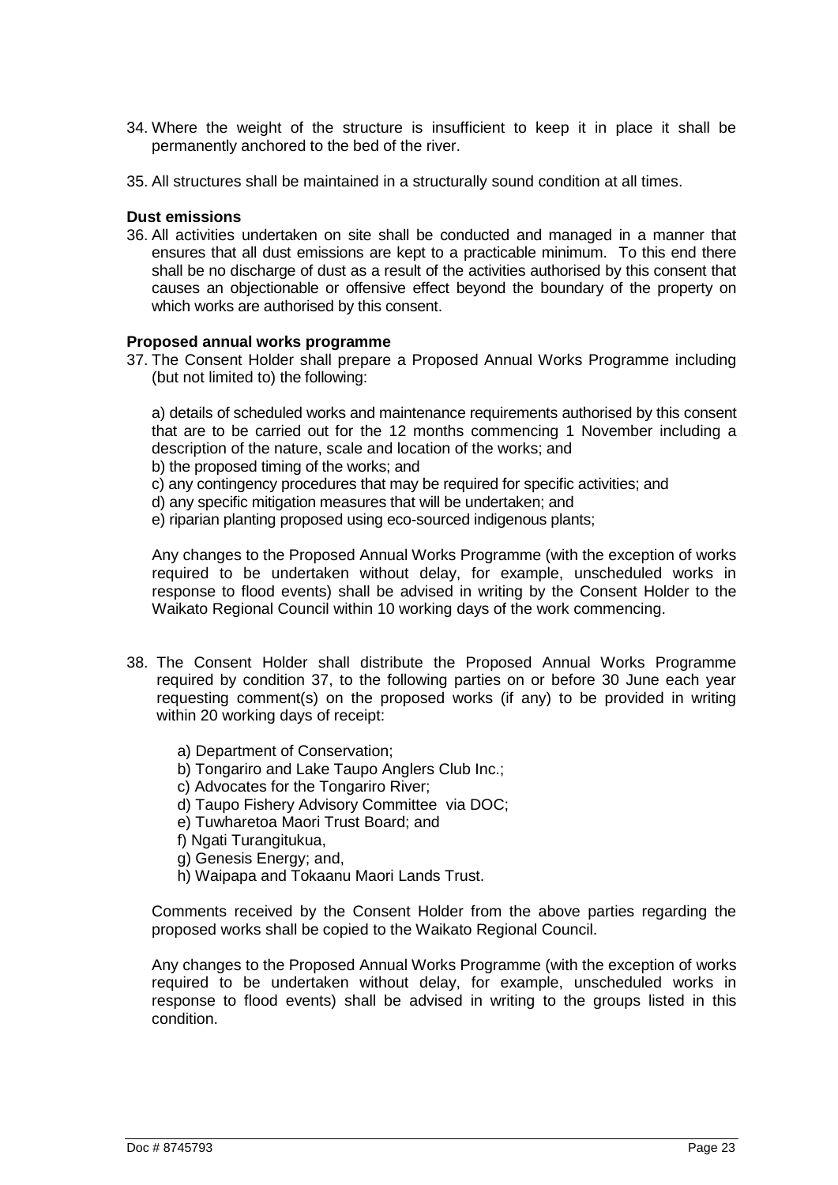34. Where the weight of the structure is insufficient to keep it in place it shall be permanently anchored to the bed of the river.

35. All structures shall be maintained in a structurally sound condition at all times.

**Dust emissions**

36. All activities undertaken on site shall be conducted and managed in a manner that ensures that all dust emissions are kept to a practicable minimum. To this end there shall be no discharge of dust as a result of the activities authorised by this consent that causes an objectionable or offensive effect beyond the boundary of the property on which works are authorised by this consent.

**Proposed annual works programme**

37. The Consent Holder shall prepare a Proposed Annual Works Programme including (but not limited to) the following:

    a) details of scheduled works and maintenance requirements authorised by this consent that are to be carried out for the 12 months commencing 1 November including a description of the nature, scale and location of the works; and
    b) the proposed timing of the works; and
    c) any contingency procedures that may be required for specific activities; and
    d) any specific mitigation measures that will be undertaken; and
    e) riparian planting proposed using eco-sourced indigenous plants;

    Any changes to the Proposed Annual Works Programme (with the exception of works required to be undertaken without delay, for example, unscheduled works in response to flood events) shall be advised in writing by the Consent Holder to the Waikato Regional Council within 10 working days of the work commencing.

38. The Consent Holder shall distribute the Proposed Annual Works Programme required by condition 37, to the following parties on or before 30 June each year requesting comment(s) on the proposed works (if any) to be provided in writing within 20 working days of receipt:

    a) Department of Conservation;
    b) Tongariro and Lake Taupo Anglers Club Inc.;
    c) Advocates for the Tongariro River;
    d) Taupo Fishery Advisory Committee via DOC;
    e) Tuwharetoa Maori Trust Board; and
    f) Ngati Turangitukua,
    g) Genesis Energy; and,
    h) Waipapa and Tokaanu Maori Lands Trust.

    Comments received by the Consent Holder from the above parties regarding the proposed works shall be copied to the Waikato Regional Council.

    Any changes to the Proposed Annual Works Programme (with the exception of works required to be undertaken without delay, for example, unscheduled works in response to flood events) shall be advised in writing to the groups listed in this condition.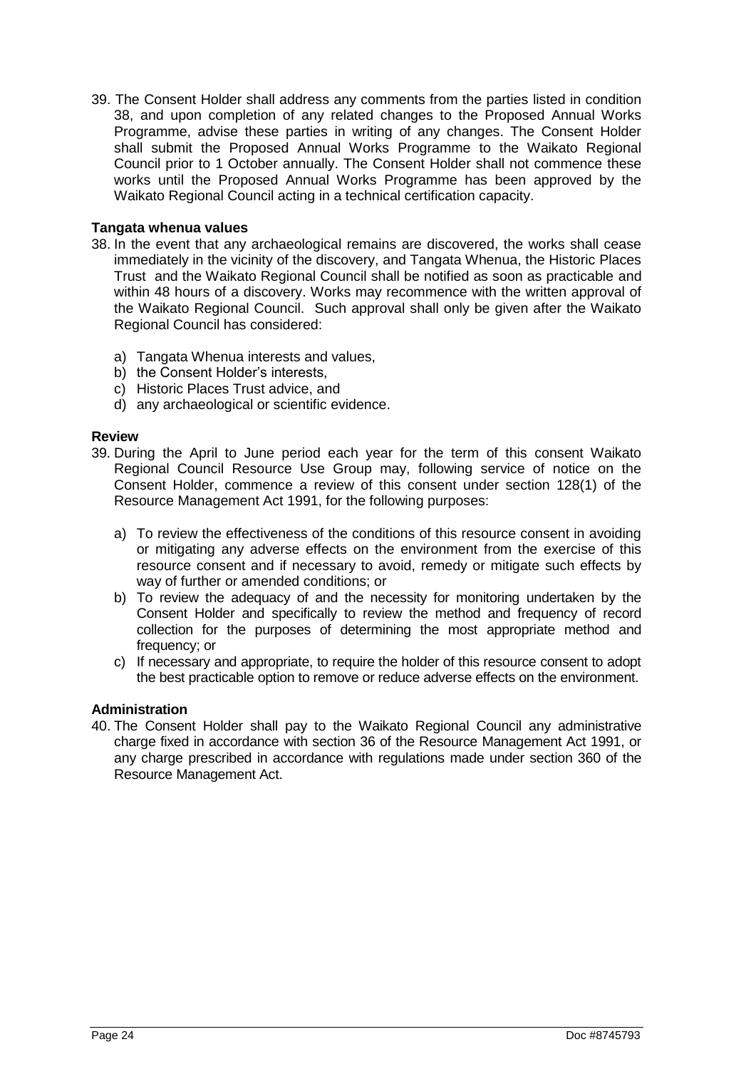39. The Consent Holder shall address any comments from the parties listed in condition 38, and upon completion of any related changes to the Proposed Annual Works Programme, advise these parties in writing of any changes. The Consent Holder shall submit the Proposed Annual Works Programme to the Waikato Regional Council prior to 1 October annually. The Consent Holder shall not commence these works until the Proposed Annual Works Programme has been approved by the Waikato Regional Council acting in a technical certification capacity.

**Tangata whenua values**

38. In the event that any archaeological remains are discovered, the works shall cease immediately in the vicinity of the discovery, and Tangata Whenua, the Historic Places Trust and the Waikato Regional Council shall be notified as soon as practicable and within 48 hours of a discovery. Works may recommence with the written approval of the Waikato Regional Council. Such approval shall only be given after the Waikato Regional Council has considered:

    a) Tangata Whenua interests and values,
    b) the Consent Holder's interests,
    c) Historic Places Trust advice, and
    d) any archaeological or scientific evidence.

**Review**

39. During the April to June period each year for the term of this consent Waikato Regional Council Resource Use Group may, following service of notice on the Consent Holder, commence a review of this consent under section 128(1) of the Resource Management Act 1991, for the following purposes:

    a) To review the effectiveness of the conditions of this resource consent in avoiding or mitigating any adverse effects on the environment from the exercise of this resource consent and if necessary to avoid, remedy or mitigate such effects by way of further or amended conditions; or
    b) To review the adequacy of and the necessity for monitoring undertaken by the Consent Holder and specifically to review the method and frequency of record collection for the purposes of determining the most appropriate method and frequency; or
    c) If necessary and appropriate, to require the holder of this resource consent to adopt the best practicable option to remove or reduce adverse effects on the environment.

**Administration**

40. The Consent Holder shall pay to the Waikato Regional Council any administrative charge fixed in accordance with section 36 of the Resource Management Act 1991, or any charge prescribed in accordance with regulations made under section 360 of the Resource Management Act.